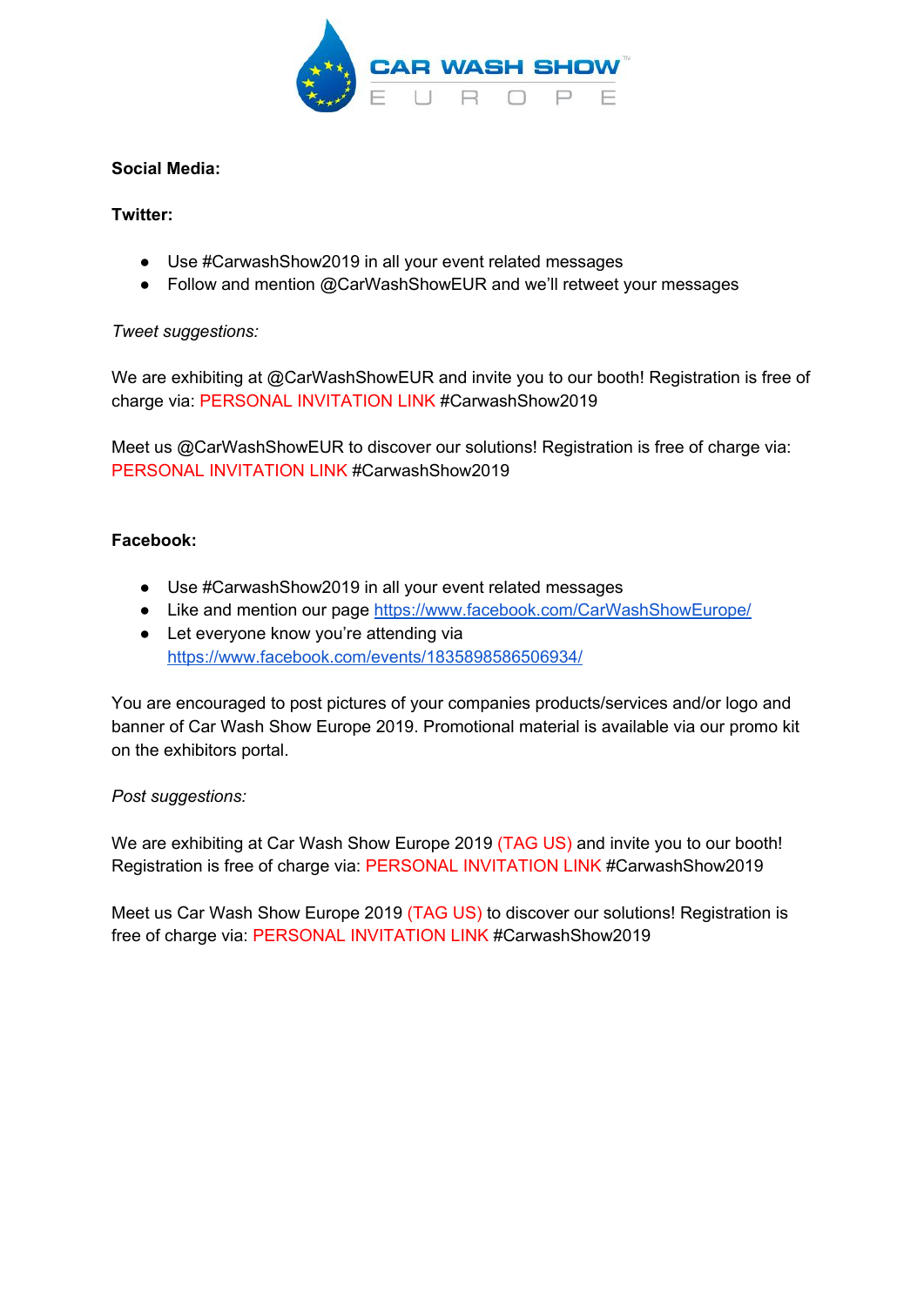**Social Media:**

**Twitter:**

- Use #CarwashShow2019 in all your event related messages
- Follow and mention @CarWashShowEUR and we'll retweet your messages

*Tweet suggestions:*

We are exhibiting at @CarWashShowEUR and invite you to our booth! Registration is free of charge via: PERSONAL INVITATION LINK #CarwashShow2019

Meet us @CarWashShowEUR to discover our solutions! Registration is free of charge via: PERSONAL INVITATION LINK #CarwashShow2019

**Facebook:**

- Use #CarwashShow2019 in all your event related messages
- Like and mention our page https://www.facebook.com/CarWashShowEurope/
- Let everyone know you're attending via https://www.facebook.com/events/1835898586506934/

You are encouraged to post pictures of your companies products/services and/or logo and banner of Car Wash Show Europe 2019. Promotional material is available via our promo kit on the exhibitors portal.

*Post suggestions:*

We are exhibiting at Car Wash Show Europe 2019 (TAG US) and invite you to our booth! Registration is free of charge via: PERSONAL INVITATION LINK #CarwashShow2019

Meet us Car Wash Show Europe 2019 (TAG US) to discover our solutions! Registration is free of charge via: PERSONAL INVITATION LINK #CarwashShow2019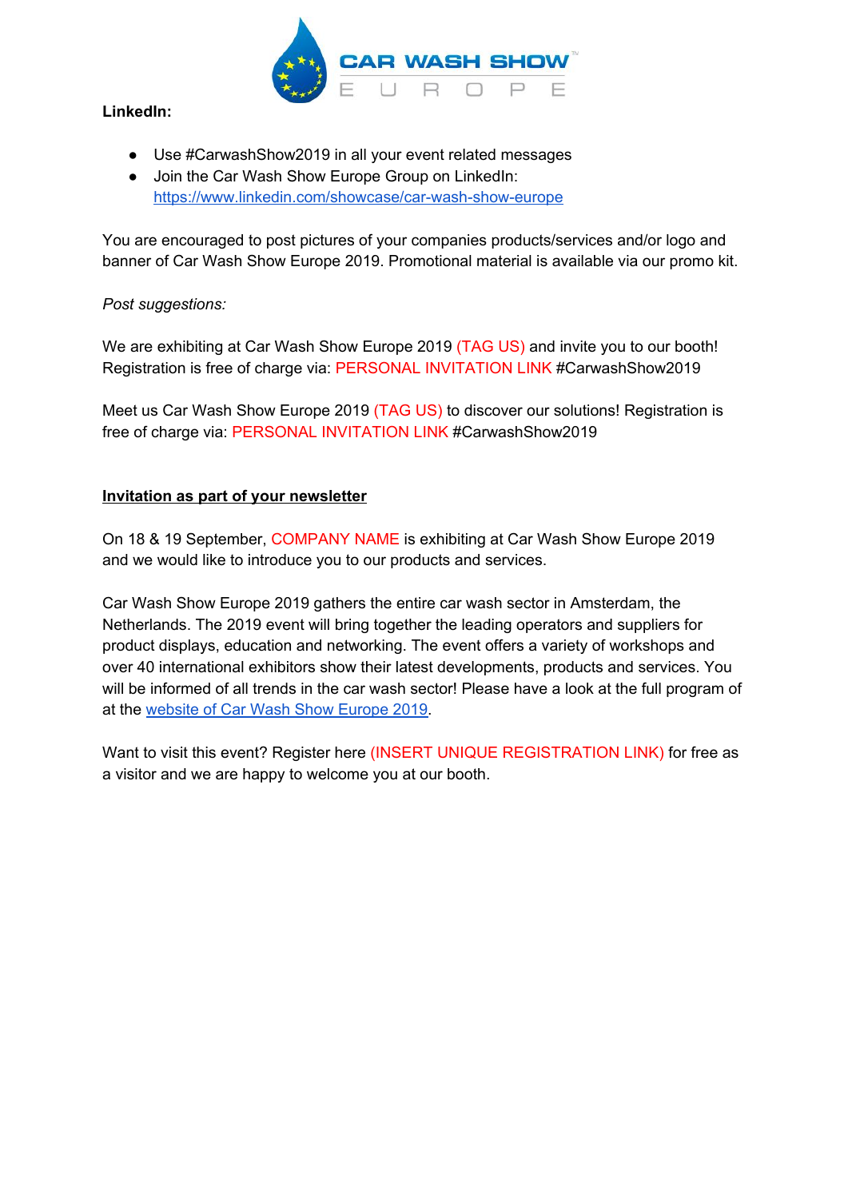**LinkedIn:**

- Use #CarwashShow2019 in all your event related messages
- Join the Car Wash Show Europe Group on LinkedIn: https://www.linkedin.com/showcase/car-wash-show-europe

You are encouraged to post pictures of your companies products/services and/or logo and banner of Car Wash Show Europe 2019. Promotional material is available via our promo kit.

*Post suggestions:*

We are exhibiting at Car Wash Show Europe 2019 (TAG US) and invite you to our booth! Registration is free of charge via: PERSONAL INVITATION LINK #CarwashShow2019

Meet us Car Wash Show Europe 2019 (TAG US) to discover our solutions! Registration is free of charge via: PERSONAL INVITATION LINK #CarwashShow2019

**Invitation as part of your newsletter**

On 18 & 19 September, COMPANY NAME is exhibiting at Car Wash Show Europe 2019 and we would like to introduce you to our products and services.

Car Wash Show Europe 2019 gathers the entire car wash sector in Amsterdam, the Netherlands. The 2019 event will bring together the leading operators and suppliers for product displays, education and networking. The event offers a variety of workshops and over 40 international exhibitors show their latest developments, products and services. You will be informed of all trends in the car wash sector! Please have a look at the full program of at the website of Car Wash Show Europe 2019.

Want to visit this event? Register here (INSERT UNIQUE REGISTRATION LINK) for free as a visitor and we are happy to welcome you at our booth.